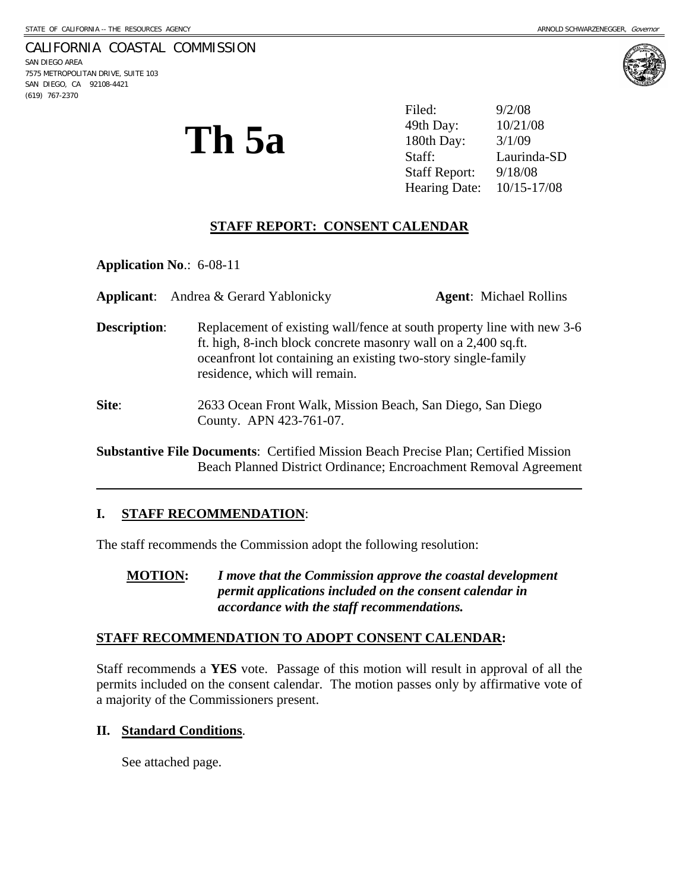STATE OF CALIFORNIA -- THE RESOURCES AGENCY ARNOLD SCHWARZENEGGER, *Governor*

CALIFORNIA COASTAL COMMISSION
SAN DIEGO AREA
7575 METROPOLITAN DRIVE, SUITE 103
SAN DIEGO, CA 92108-4421
(619) 767-2370

# Th 5a

Filed: 9/2/08
49th Day: 10/21/08
180th Day: 3/1/09
Staff: Laurinda-SD
Staff Report: 9/18/08
Hearing Date: 10/15-17/08

## STAFF REPORT: CONSENT CALENDAR

**Application No**.: 6-08-11

**Applicant**: Andrea & Gerard Yablonicky **Agent**: Michael Rollins

**Description**: Replacement of existing wall/fence at south property line with new 3-6 ft. high, 8-inch block concrete masonry wall on a 2,400 sq.ft. oceanfront lot containing an existing two-story single-family residence, which will remain.

**Site**: 2633 Ocean Front Walk, Mission Beach, San Diego, San Diego County. APN 423-761-07.

**Substantive File Documents**: Certified Mission Beach Precise Plan; Certified Mission Beach Planned District Ordinance; Encroachment Removal Agreement

---

## I. STAFF RECOMMENDATION:

The staff recommends the Commission adopt the following resolution:

**MOTION:** ***I move that the Commission approve the coastal development permit applications included on the consent calendar in accordance with the staff recommendations.***

### STAFF RECOMMENDATION TO ADOPT CONSENT CALENDAR:

Staff recommends a **YES** vote. Passage of this motion will result in approval of all the permits included on the consent calendar. The motion passes only by affirmative vote of a majority of the Commissioners present.

## II. Standard Conditions.

See attached page.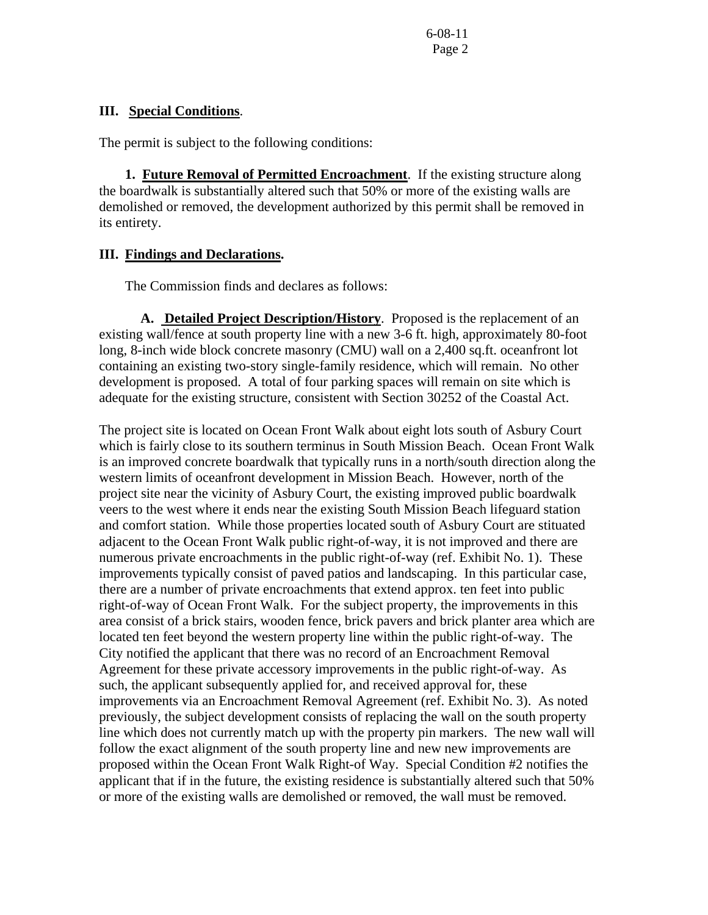## III. **Special Conditions**.

The permit is subject to the following conditions:

**1. Future Removal of Permitted Encroachment**. If the existing structure along the boardwalk is substantially altered such that 50% or more of the existing walls are demolished or removed, the development authorized by this permit shall be removed in its entirety.

## III. **Findings and Declarations.**

The Commission finds and declares as follows:

**A. Detailed Project Description/History**. Proposed is the replacement of an existing wall/fence at south property line with a new 3-6 ft. high, approximately 80-foot long, 8-inch wide block concrete masonry (CMU) wall on a 2,400 sq.ft. oceanfront lot containing an existing two-story single-family residence, which will remain. No other development is proposed. A total of four parking spaces will remain on site which is adequate for the existing structure, consistent with Section 30252 of the Coastal Act.

The project site is located on Ocean Front Walk about eight lots south of Asbury Court which is fairly close to its southern terminus in South Mission Beach. Ocean Front Walk is an improved concrete boardwalk that typically runs in a north/south direction along the western limits of oceanfront development in Mission Beach. However, north of the project site near the vicinity of Asbury Court, the existing improved public boardwalk veers to the west where it ends near the existing South Mission Beach lifeguard station and comfort station. While those properties located south of Asbury Court are stituated adjacent to the Ocean Front Walk public right-of-way, it is not improved and there are numerous private encroachments in the public right-of-way (ref. Exhibit No. 1). These improvements typically consist of paved patios and landscaping. In this particular case, there are a number of private encroachments that extend approx. ten feet into public right-of-way of Ocean Front Walk. For the subject property, the improvements in this area consist of a brick stairs, wooden fence, brick pavers and brick planter area which are located ten feet beyond the western property line within the public right-of-way. The City notified the applicant that there was no record of an Encroachment Removal Agreement for these private accessory improvements in the public right-of-way. As such, the applicant subsequently applied for, and received approval for, these improvements via an Encroachment Removal Agreement (ref. Exhibit No. 3). As noted previously, the subject development consists of replacing the wall on the south property line which does not currently match up with the property pin markers. The new wall will follow the exact alignment of the south property line and new new improvements are proposed within the Ocean Front Walk Right-of Way. Special Condition #2 notifies the applicant that if in the future, the existing residence is substantially altered such that 50% or more of the existing walls are demolished or removed, the wall must be removed.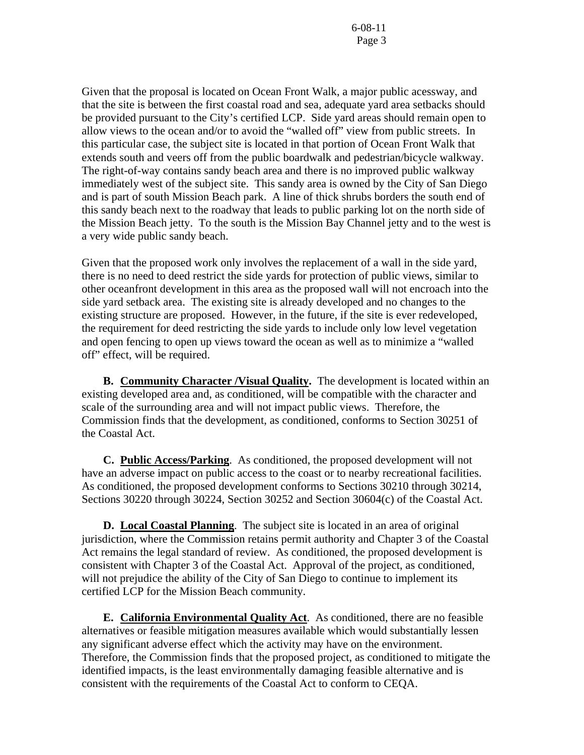Given that the proposal is located on Ocean Front Walk, a major public acessway, and that the site is between the first coastal road and sea, adequate yard area setbacks should be provided pursuant to the City's certified LCP. Side yard areas should remain open to allow views to the ocean and/or to avoid the "walled off" view from public streets. In this particular case, the subject site is located in that portion of Ocean Front Walk that extends south and veers off from the public boardwalk and pedestrian/bicycle walkway. The right-of-way contains sandy beach area and there is no improved public walkway immediately west of the subject site. This sandy area is owned by the City of San Diego and is part of south Mission Beach park. A line of thick shrubs borders the south end of this sandy beach next to the roadway that leads to public parking lot on the north side of the Mission Beach jetty. To the south is the Mission Bay Channel jetty and to the west is a very wide public sandy beach.

Given that the proposed work only involves the replacement of a wall in the side yard, there is no need to deed restrict the side yards for protection of public views, similar to other oceanfront development in this area as the proposed wall will not encroach into the side yard setback area. The existing site is already developed and no changes to the existing structure are proposed. However, in the future, if the site is ever redeveloped, the requirement for deed restricting the side yards to include only low level vegetation and open fencing to open up views toward the ocean as well as to minimize a "walled off" effect, will be required.

**B. <u>Community Character /Visual Quality</u>.** The development is located within an existing developed area and, as conditioned, will be compatible with the character and scale of the surrounding area and will not impact public views. Therefore, the Commission finds that the development, as conditioned, conforms to Section 30251 of the Coastal Act.

**C. <u>Public Access/Parking</u>**. As conditioned, the proposed development will not have an adverse impact on public access to the coast or to nearby recreational facilities. As conditioned, the proposed development conforms to Sections 30210 through 30214, Sections 30220 through 30224, Section 30252 and Section 30604(c) of the Coastal Act.

**D. <u>Local Coastal Planning</u>**. The subject site is located in an area of original jurisdiction, where the Commission retains permit authority and Chapter 3 of the Coastal Act remains the legal standard of review. As conditioned, the proposed development is consistent with Chapter 3 of the Coastal Act. Approval of the project, as conditioned, will not prejudice the ability of the City of San Diego to continue to implement its certified LCP for the Mission Beach community.

**E. <u>California Environmental Quality Act</u>**. As conditioned, there are no feasible alternatives or feasible mitigation measures available which would substantially lessen any significant adverse effect which the activity may have on the environment. Therefore, the Commission finds that the proposed project, as conditioned to mitigate the identified impacts, is the least environmentally damaging feasible alternative and is consistent with the requirements of the Coastal Act to conform to CEQA.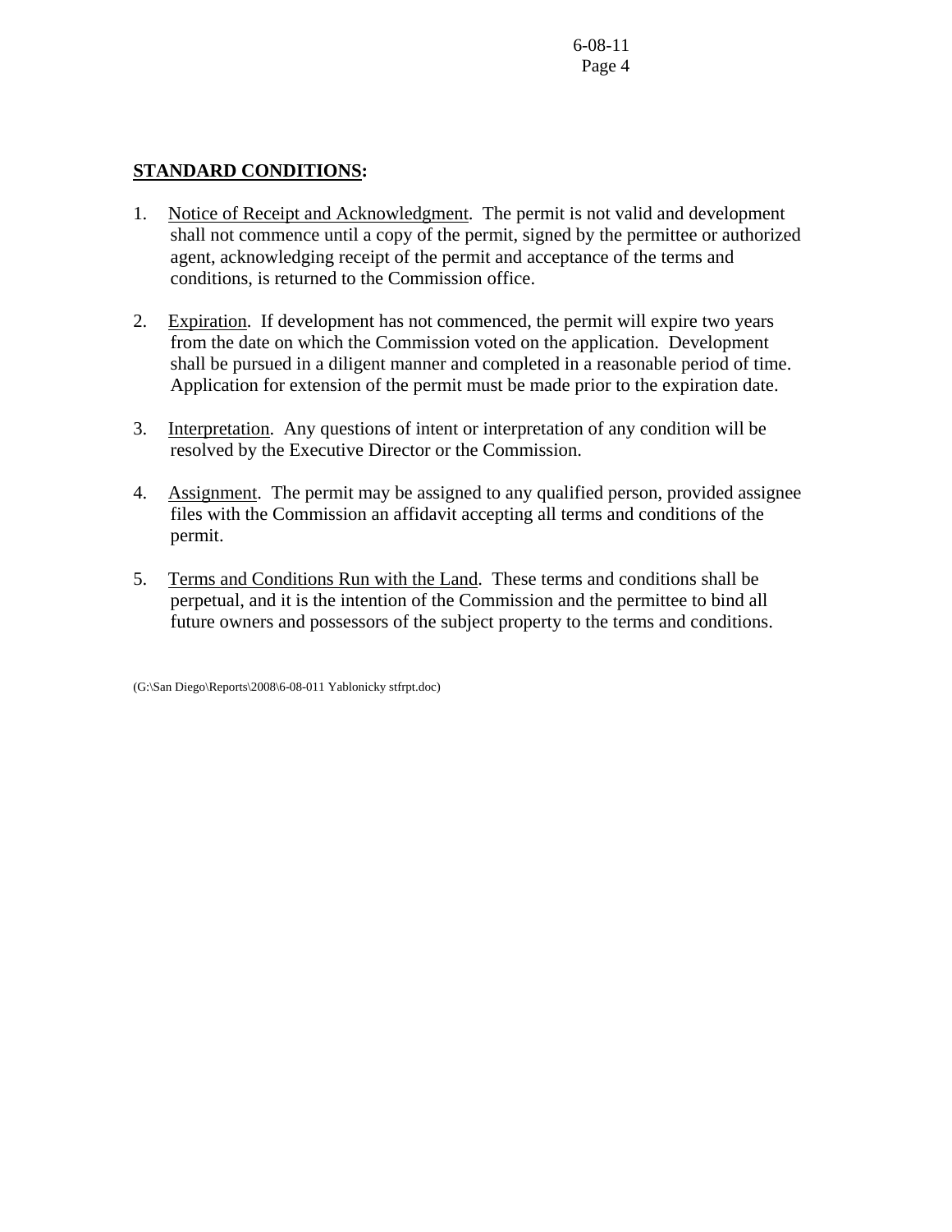**STANDARD CONDITIONS:**

1. Notice of Receipt and Acknowledgment. The permit is not valid and development shall not commence until a copy of the permit, signed by the permittee or authorized agent, acknowledging receipt of the permit and acceptance of the terms and conditions, is returned to the Commission office.

2. Expiration. If development has not commenced, the permit will expire two years from the date on which the Commission voted on the application. Development shall be pursued in a diligent manner and completed in a reasonable period of time. Application for extension of the permit must be made prior to the expiration date.

3. Interpretation. Any questions of intent or interpretation of any condition will be resolved by the Executive Director or the Commission.

4. Assignment. The permit may be assigned to any qualified person, provided assignee files with the Commission an affidavit accepting all terms and conditions of the permit.

5. Terms and Conditions Run with the Land. These terms and conditions shall be perpetual, and it is the intention of the Commission and the permittee to bind all future owners and possessors of the subject property to the terms and conditions.

(G:\San Diego\Reports\2008\6-08-011 Yablonicky stfrpt.doc)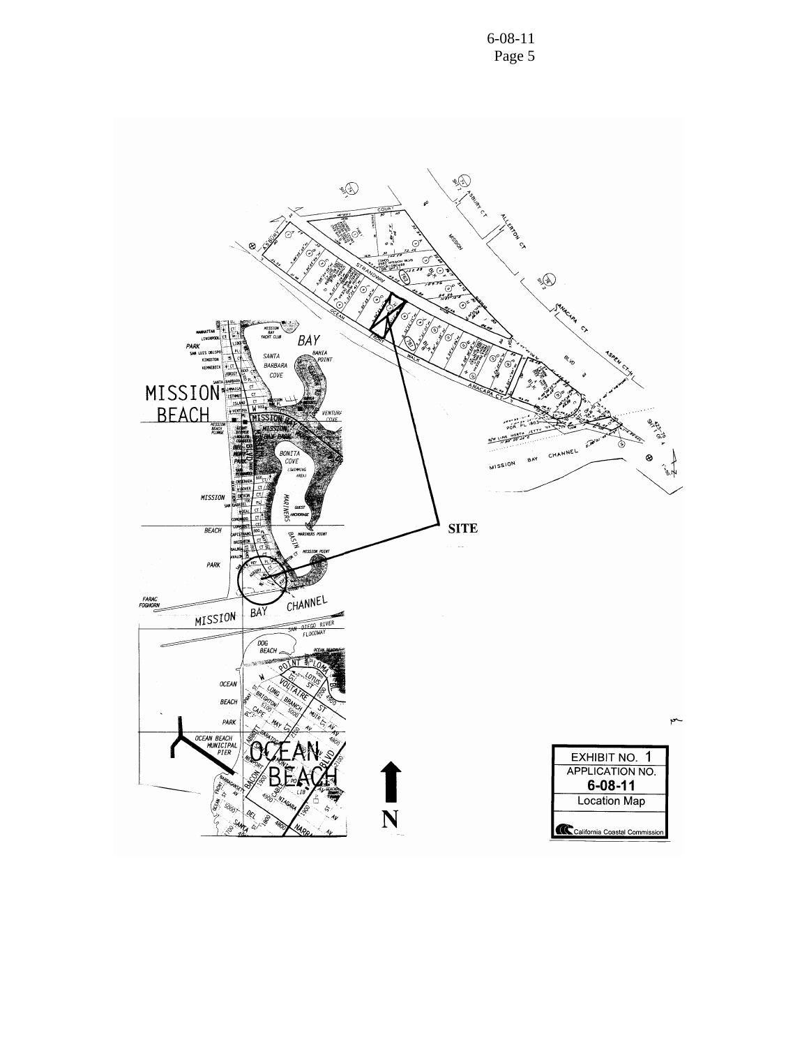SITE

N

EXHIBIT NO. 1
APPLICATION NO.
**6-08-11**
Location Map

California Coastal Commission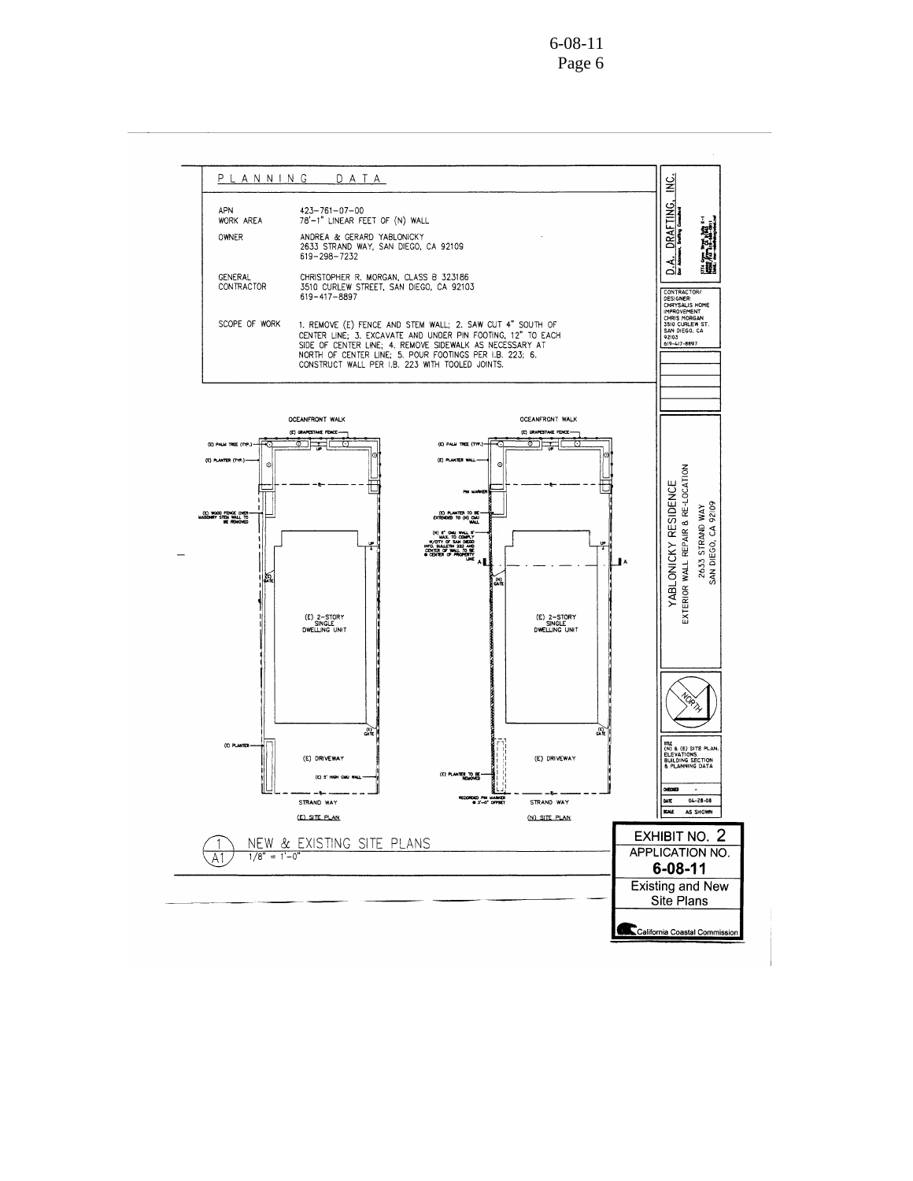## PLANNING DATA

| | |
|---|---|
| APN | 423-761-07-00 |
| WORK AREA | 78'-1" LINEAR FEET OF (N) WALL |
| OWNER | ANDREA & GERARD YABLONICKY<br>2633 STRAND WAY, SAN DIEGO, CA 92109<br>619-298-7232 |
| GENERAL CONTRACTOR | CHRISTOPHER R. MORGAN, CLASS B 323186<br>3510 CURLEW STREET, SAN DIEGO, CA 92103<br>619-417-8897 |
| SCOPE OF WORK | 1. REMOVE (E) FENCE AND STEM WALL; 2. SAW CUT 4" SOUTH OF CENTER LINE; 3. EXCAVATE AND UNDER PIN FOOTING, 12" TO EACH SIDE OF CENTER LINE; 4. REMOVE SIDEWALK AS NECESSARY AT NORTH OF CENTER LINE; 5. POUR FOOTINGS PER I.B. 223; 6. CONSTRUCT WALL PER I.B. 223 WITH TOOLED JOINTS. |

D.A. DRAFTING, INC.

CONTRACTOR/ DESIGNER: CHRYSALIS HOME IMPROVEMENT CHRIS MORGAN 3510 CURLEW ST. SAN DIEGO, CA 92103 619-417-8897

OCEANFRONT WALK

(E) GRAPESTAKE FENCE

(E) PALM TREE (TYP.)

(E) PLANTER (TYP.)

(E) WOOD FENCE OVER MASONRY STEM WALL TO BE REMOVED

(E) GATE

(E) 2-STORY SINGLE DWELLING UNIT

(E) PLANTER

(E) DRIVEWAY

(E) 5' HIGH CMU WALL

STRAND WAY

(E) SITE PLAN

OCEANFRONT WALK

(E) GRAPESTAKE FENCE

(E) PALM TREE (TYP.)

(E) PLANTER WALL

PIN MARKER

(E) PLANTER TO BE EXTENDED TO (N) CMU WALL

(N) 6" CMU WALL 6' MAX. TO COMPLY W/CITY OF SAN DIEGO INFO. BULLETIN 222 AND CENTER OF WALL TO BE @ CENTER OF PROPERTY LINE

(N) GATE

(E) 2-STORY SINGLE DWELLING UNIT

(E) GATE

(E) DRIVEWAY

(E) PLANTER TO BE REMOVED

RECORDED PIN MARKER @ 3'-0" OFFSET

STRAND WAY

(N) SITE PLAN

1/A1 NEW & EXISTING SITE PLANS
1/8" = 1'-0"

YABLONICKY RESIDENCE
EXTERIOR WALL REPAIR & RE-LOCATION
2633 STRAND WAY
SAN DIEGO, CA 92109

NORTH

TITLE (N) & (E) SITE PLAN, ELEVATIONS, BUILDING SECTION & PLANNING DATA

CHECKED -

DATE 04-28-08

SCALE AS SHOWN

EXHIBIT NO. 2
APPLICATION NO.
**6-08-11**
Existing and New Site Plans
California Coastal Commission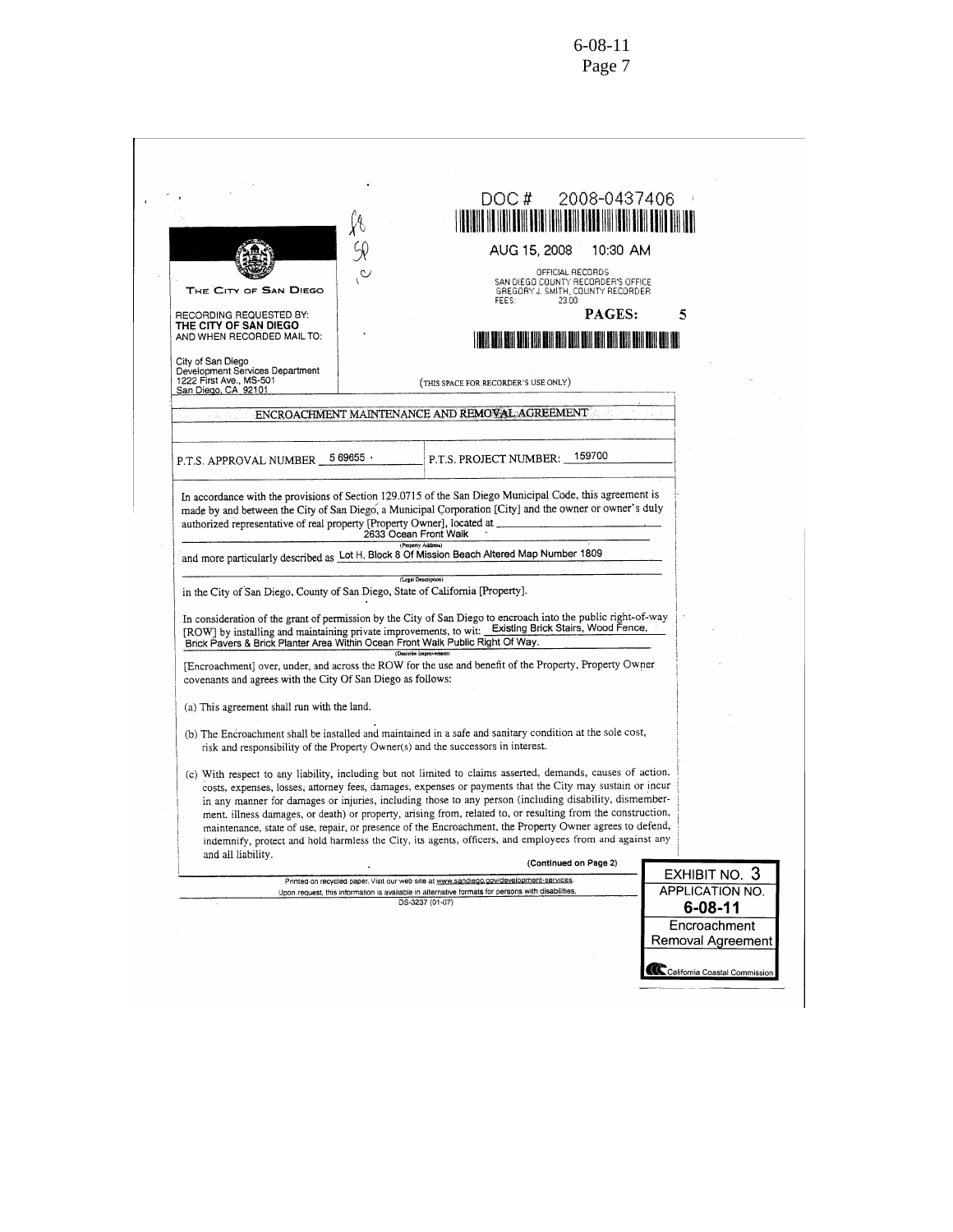DOC # 2008-0437406

AUG 15, 2008 10:30 AM

OFFICIAL RECORDS
SAN DIEGO COUNTY RECORDER'S OFFICE
GREGORY J. SMITH, COUNTY RECORDER
FEES: 23.00

PAGES: 5

THE CITY OF SAN DIEGO

RECORDING REQUESTED BY:
**THE CITY OF SAN DIEGO**
AND WHEN RECORDED MAIL TO:

City of San Diego
Development Services Department
1222 First Ave., MS-501
San Diego, CA 92101

(THIS SPACE FOR RECORDER'S USE ONLY)

## ENCROACHMENT MAINTENANCE AND REMOVAL AGREEMENT

P.T.S. APPROVAL NUMBER 5 69655 · P.T.S. PROJECT NUMBER: 159700

In accordance with the provisions of Section 129.0715 of the San Diego Municipal Code, this agreement is made by and between the City of San Diego, a Municipal Corporation [City] and the owner or owner's duly authorized representative of real property [Property Owner], located at 2633 Ocean Front Walk
(Property Address)
and more particularly described as Lot H, Block 8 Of Mission Beach Altered Map Number 1809
(Legal Description)
in the City of San Diego, County of San Diego, State of California [Property].

In consideration of the grant of permission by the City of San Diego to encroach into the public right-of-way [ROW] by installing and maintaining private improvements, to wit: Existing Brick Stairs, Wood Fence, Brick Pavers & Brick Planter Area Within Ocean Front Walk Public Right Of Way.
(Describe Improvement)
[Encroachment] over, under, and across the ROW for the use and benefit of the Property, Property Owner covenants and agrees with the City Of San Diego as follows:

(a) This agreement shall run with the land.

(b) The Encroachment shall be installed and maintained in a safe and sanitary condition at the sole cost, risk and responsibility of the Property Owner(s) and the successors in interest.

(c) With respect to any liability, including but not limited to claims asserted, demands, causes of action, costs, expenses, losses, attorney fees, damages, expenses or payments that the City may sustain or incur in any manner for damages or injuries, including those to any person (including disability, dismemberment, illness damages, or death) or property, arising from, related to, or resulting from the construction, maintenance, state of use, repair, or presence of the Encroachment, the Property Owner agrees to defend, indemnify, protect and hold harmless the City, its agents, officers, and employees from and against any and all liability.

(Continued on Page 2)

Printed on recycled paper. Visit our web site at www.sandiego.gov/development-services.
Upon request, this information is available in alternative formats for persons with disabilities.
DS-3237 (01-07)

EXHIBIT NO. 3
APPLICATION NO.
**6-08-11**
Encroachment Removal Agreement
California Coastal Commission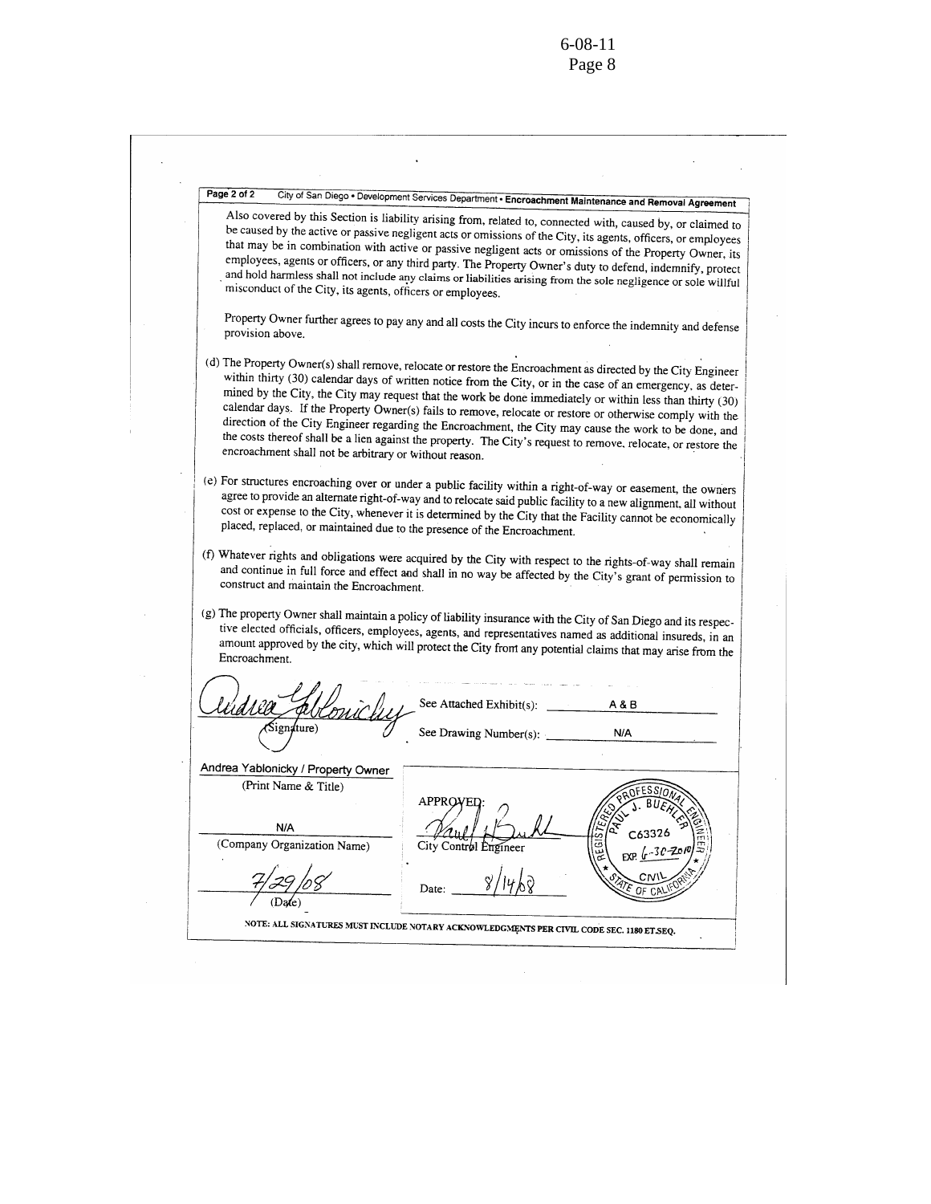Page 2 of 2 City of San Diego • Development Services Department • **Encroachment Maintenance and Removal Agreement**

Also covered by this Section is liability arising from, related to, connected with, caused by, or claimed to be caused by the active or passive negligent acts or omissions of the City, its agents, officers, or employees that may be in combination with active or passive negligent acts or omissions of the Property Owner, its employees, agents or officers, or any third party. The Property Owner's duty to defend, indemnify, protect and hold harmless shall not include any claims or liabilities arising from the sole negligence or sole willful misconduct of the City, its agents, officers or employees.

Property Owner further agrees to pay any and all costs the City incurs to enforce the indemnity and defense provision above.

(d) The Property Owner(s) shall remove, relocate or restore the Encroachment as directed by the City Engineer within thirty (30) calendar days of written notice from the City, or in the case of an emergency, as determined by the City, the City may request that the work be done immediately or within less than thirty (30) calendar days. If the Property Owner(s) fails to remove, relocate or restore or otherwise comply with the direction of the City Engineer regarding the Encroachment, the City may cause the work to be done, and the costs thereof shall be a lien against the property. The City's request to remove, relocate, or restore the encroachment shall not be arbitrary or without reason.

(e) For structures encroaching over or under a public facility within a right-of-way or easement, the owners agree to provide an alternate right-of-way and to relocate said public facility to a new alignment, all without cost or expense to the City, whenever it is determined by the City that the Facility cannot be economically placed, replaced, or maintained due to the presence of the Encroachment.

(f) Whatever rights and obligations were acquired by the City with respect to the rights-of-way shall remain and continue in full force and effect and shall in no way be affected by the City's grant of permission to construct and maintain the Encroachment.

(g) The property Owner shall maintain a policy of liability insurance with the City of San Diego and its respective elected officials, officers, employees, agents, and representatives named as additional insureds, in an amount approved by the city, which will protect the City from any potential claims that may arise from the Encroachment.

Andrea Yablonicky
(Signature)

See Attached Exhibit(s): A & B

See Drawing Number(s): N/A

Andrea Yablonicky / Property Owner
(Print Name & Title)

N/A
(Company Organization Name)

7/29/08
(Date)

APPROVED:
Paul J. Buehler
City Control Engineer

Date: 8/14/08

REGISTERED PROFESSIONAL ENGINEER — PAUL J. BUEHLER — C63326 — EXP. 6-30-2010 — CIVIL — STATE OF CALIFORNIA

NOTE: ALL SIGNATURES MUST INCLUDE NOTARY ACKNOWLEDGMENTS PER CIVIL CODE SEC. 1180 ET.SEQ.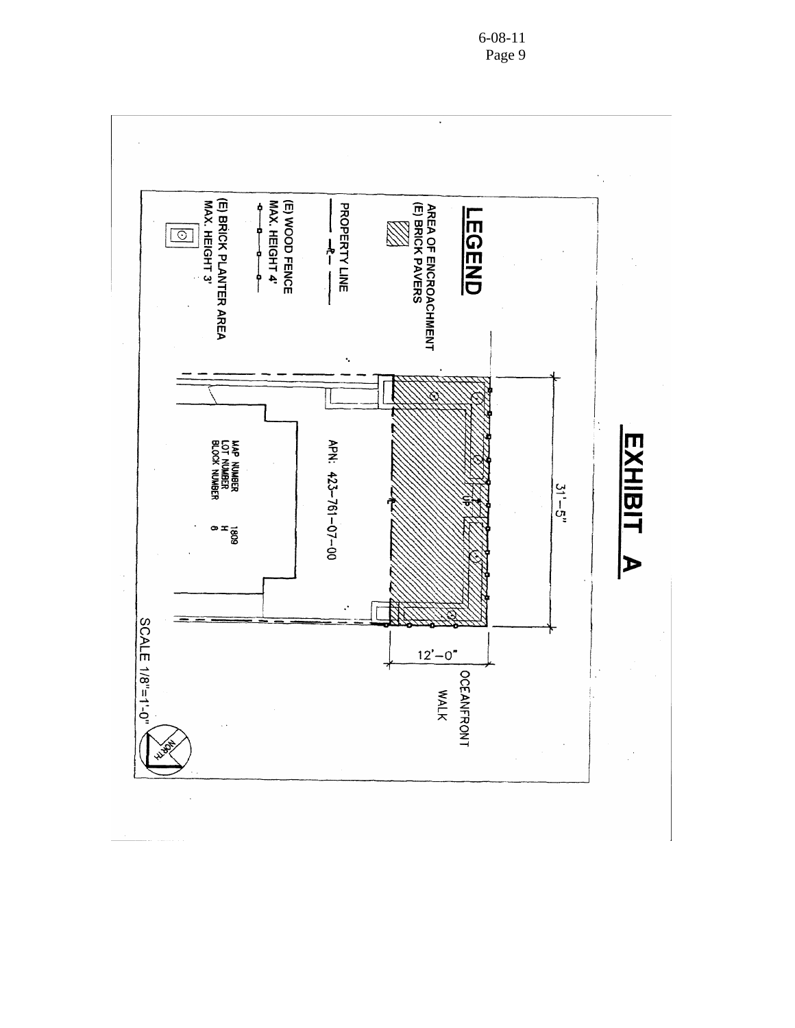# EXHIBIT A

## LEGEND

AREA OF ENCROACHMENT (E) BRICK PAVERS

PROPERTY LINE

(E) WOOD FENCE MAX. HEIGHT 4'

(E) BRICK PLANTER AREA MAX. HEIGHT 3'

31'-5"

12'-0"

UP

APN: 423-761-07-00

MAP NUMBER 1809
LOT NUMBER H
BLOCK NUMBER 8

OCEANFRONT WALK

SCALE 1/8"=1'-0"

NORTH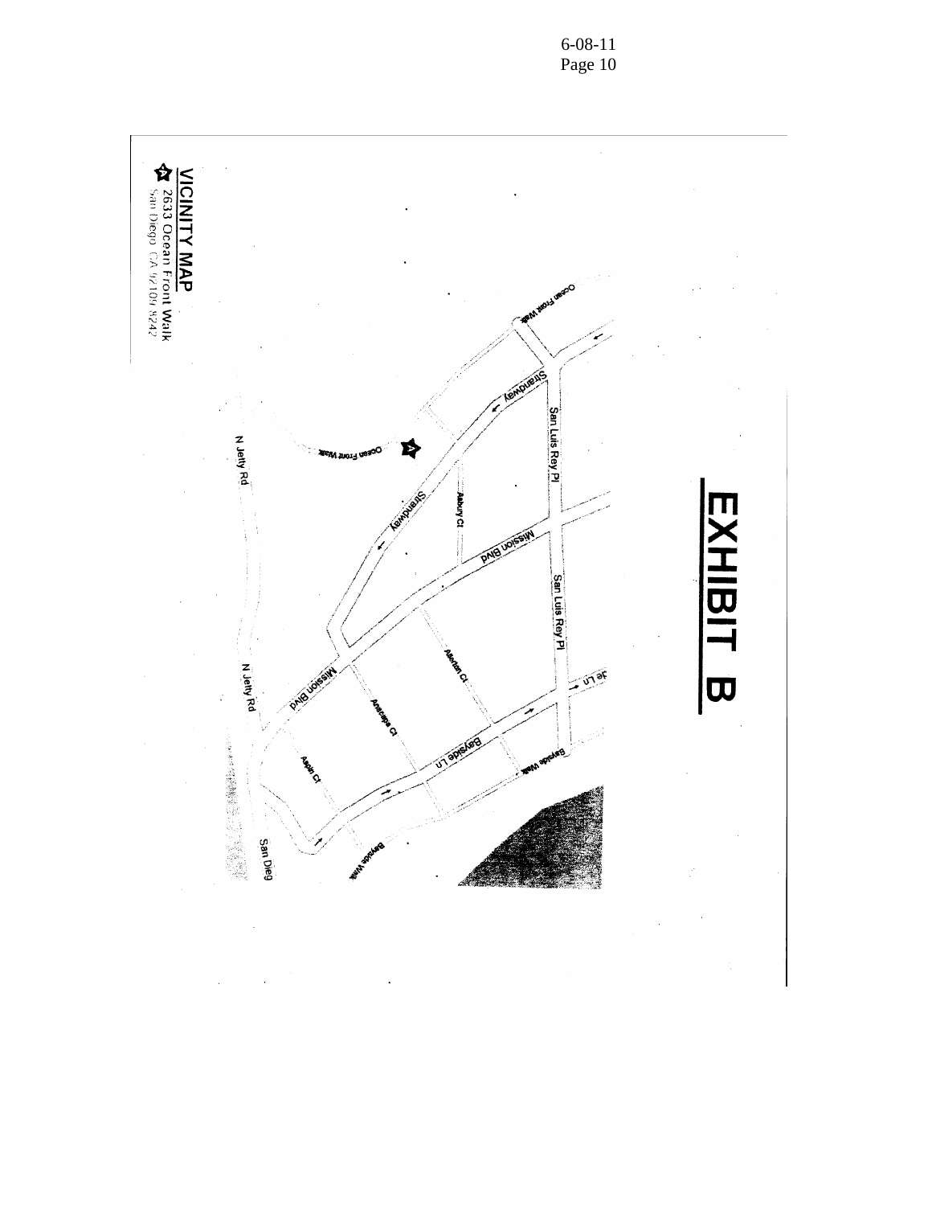# EXHIBIT B

**VICINITY MAP**

2633 Ocean Front Walk
San Diego CA 92109 4242

Ocean Front Walk

Strandway

San Luis Rey Pl

Ocean Front Walk

Asbury Ct

Strandway

Mission Blvd

San Luis Rey Pl

N Jetty Rd

Allerton Ct

Mission Blvd

N Jetty Rd

Anacapa Ct

Bayside Ln

Bayside Walk

Aspin Ct

San Dieg

Bayside Walk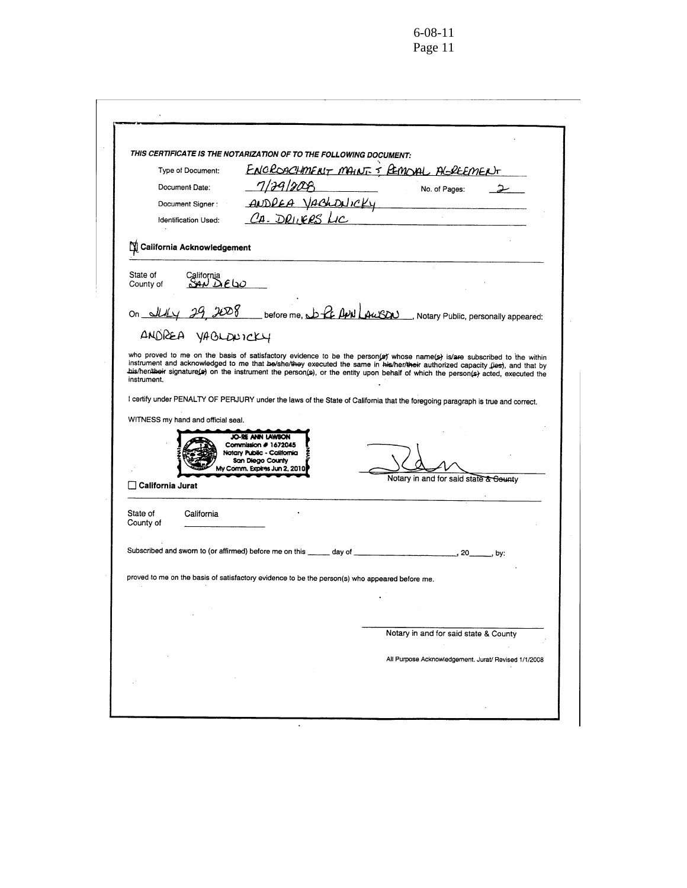***THIS CERTIFICATE IS THE NOTARIZATION OF TO THE FOLLOWING DOCUMENT:***

Type of Document: ENCROACHMENT MAINT. & REMOVAL AGREEMENT

Document Date: 7/29/2008 No. of Pages: 2

Document Signer: ANDREA VAGLOWICKY

Identification Used: CA. DRIVERS LIC

☒ **California Acknowledgement**

State of California
County of SAN DIEGO

On JULY 29, 2008 before me, JO-RE ANN LAWSON, Notary Public, personally appeared:

ANDREA VAGLOWICKY

who proved to me on the basis of satisfactory evidence to be the person~~(s)~~ whose name~~(s)~~ is/~~are~~ subscribed to the within instrument and acknowledged to me that ~~he~~/she/~~they~~ executed the same in ~~his~~/her/~~their~~ authorized capacity ~~(ies)~~, and that by ~~his~~/her/~~their~~ signature~~(s)~~ on the instrument the person~~(s)~~, or the entity upon behalf of which the person~~(s)~~ acted, executed the instrument.

I certify under PENALTY OF PERJURY under the laws of the State of California that the foregoing paragraph is true and correct.

WITNESS my hand and official seal.

JO-RE ANN LAWSON
Commission # 1672045
Notary Public - California
San Diego County
My Comm. Expires Jun 2, 2010

Notary in and for said state ~~& County~~

☐ **California Jurat**

State of California
County of \_\_\_\_\_\_\_\_\_\_\_\_\_\_\_\_

Subscribed and sworn to (or affirmed) before me on this \_\_\_\_\_\_ day of \_\_\_\_\_\_\_\_\_\_\_\_\_\_\_\_\_\_\_\_\_\_\_\_\_\_, 20\_\_\_\_\_\_, by:

proved to me on the basis of satisfactory evidence to be the person(s) who appeared before me.

Notary in and for said state & County

All Purpose Acknowledgement. Jurat/ Revised 1/1/2008